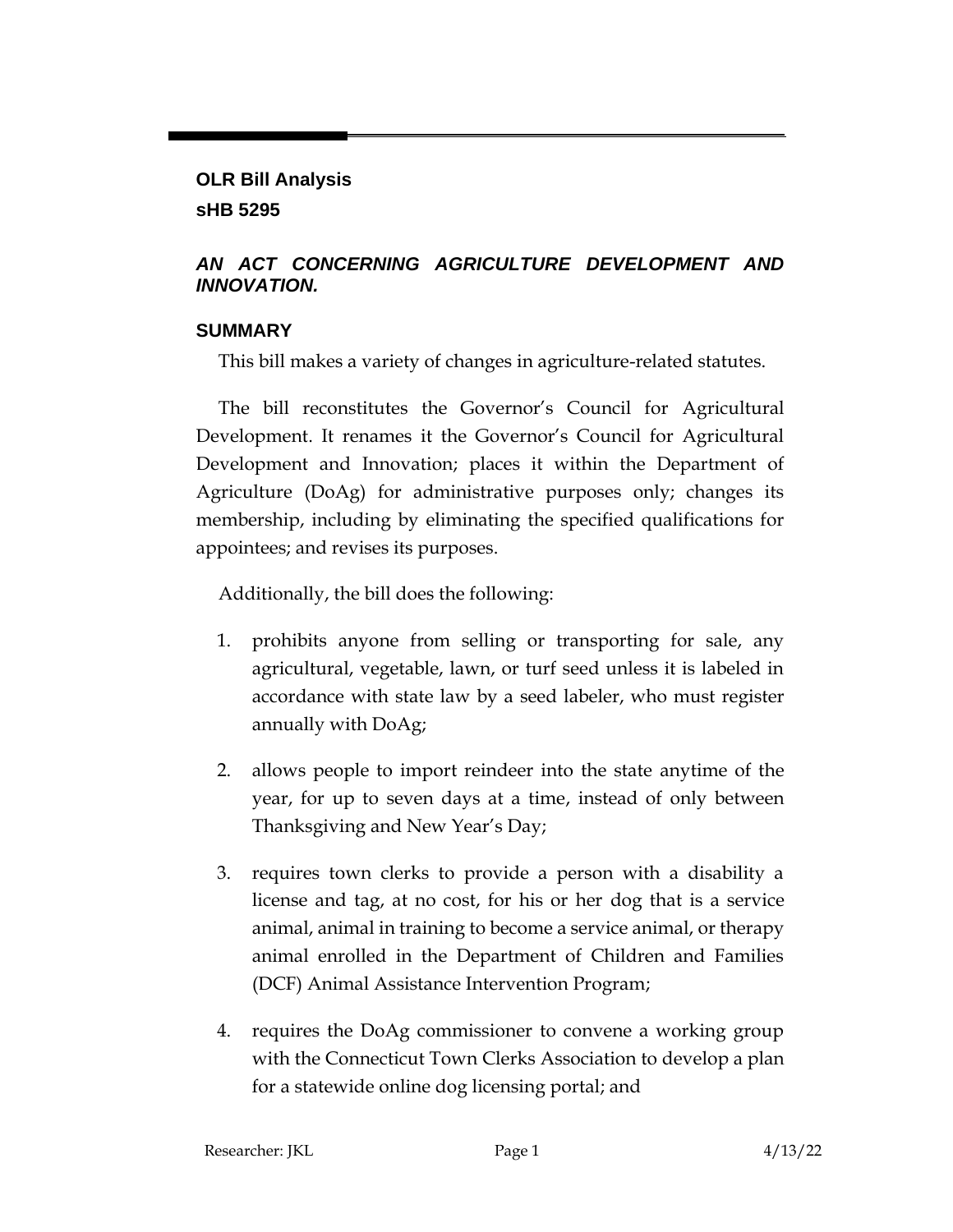## OLR Bill Analysis

## sHB 5295

### *AN ACT CONCERNING AGRICULTURE DEVELOPMENT AND INNOVATION.*

### SUMMARY

This bill makes a variety of changes in agriculture-related statutes.

The bill reconstitutes the Governor's Council for Agricultural Development. It renames it the Governor's Council for Agricultural Development and Innovation; places it within the Department of Agriculture (DoAg) for administrative purposes only; changes its membership, including by eliminating the specified qualifications for appointees; and revises its purposes.

Additionally, the bill does the following:

1. prohibits anyone from selling or transporting for sale, any agricultural, vegetable, lawn, or turf seed unless it is labeled in accordance with state law by a seed labeler, who must register annually with DoAg;
2. allows people to import reindeer into the state anytime of the year, for up to seven days at a time, instead of only between Thanksgiving and New Year's Day;
3. requires town clerks to provide a person with a disability a license and tag, at no cost, for his or her dog that is a service animal, animal in training to become a service animal, or therapy animal enrolled in the Department of Children and Families (DCF) Animal Assistance Intervention Program;
4. requires the DoAg commissioner to convene a working group with the Connecticut Town Clerks Association to develop a plan for a statewide online dog licensing portal; and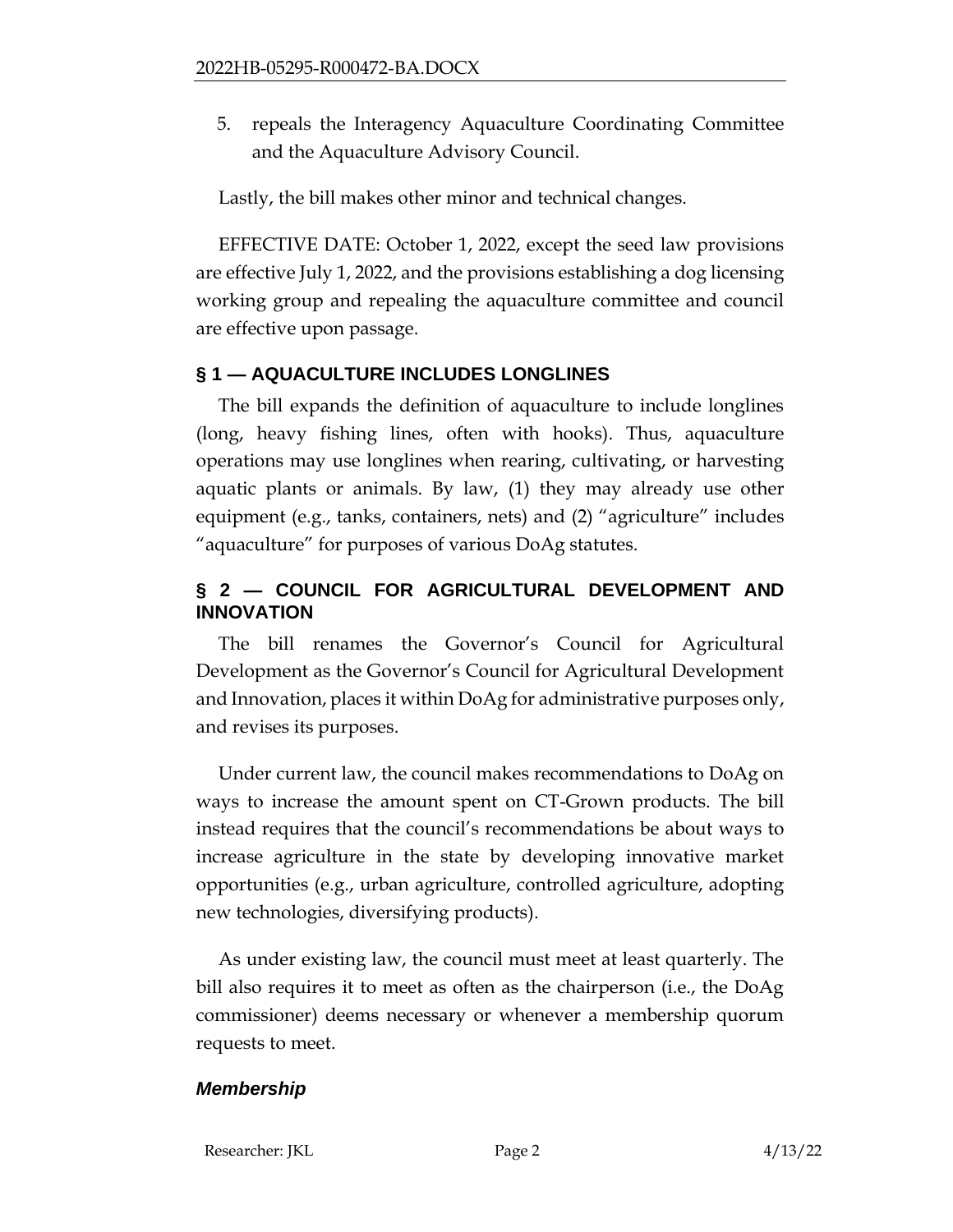5. repeals the Interagency Aquaculture Coordinating Committee and the Aquaculture Advisory Council.

Lastly, the bill makes other minor and technical changes.

EFFECTIVE DATE: October 1, 2022, except the seed law provisions are effective July 1, 2022, and the provisions establishing a dog licensing working group and repealing the aquaculture committee and council are effective upon passage.

## § 1 — AQUACULTURE INCLUDES LONGLINES

The bill expands the definition of aquaculture to include longlines (long, heavy fishing lines, often with hooks). Thus, aquaculture operations may use longlines when rearing, cultivating, or harvesting aquatic plants or animals. By law, (1) they may already use other equipment (e.g., tanks, containers, nets) and (2) "agriculture" includes "aquaculture" for purposes of various DoAg statutes.

## § 2 — COUNCIL FOR AGRICULTURAL DEVELOPMENT AND INNOVATION

The bill renames the Governor's Council for Agricultural Development as the Governor's Council for Agricultural Development and Innovation, places it within DoAg for administrative purposes only, and revises its purposes.

Under current law, the council makes recommendations to DoAg on ways to increase the amount spent on CT-Grown products. The bill instead requires that the council's recommendations be about ways to increase agriculture in the state by developing innovative market opportunities (e.g., urban agriculture, controlled agriculture, adopting new technologies, diversifying products).

As under existing law, the council must meet at least quarterly. The bill also requires it to meet as often as the chairperson (i.e., the DoAg commissioner) deems necessary or whenever a membership quorum requests to meet.

### *Membership*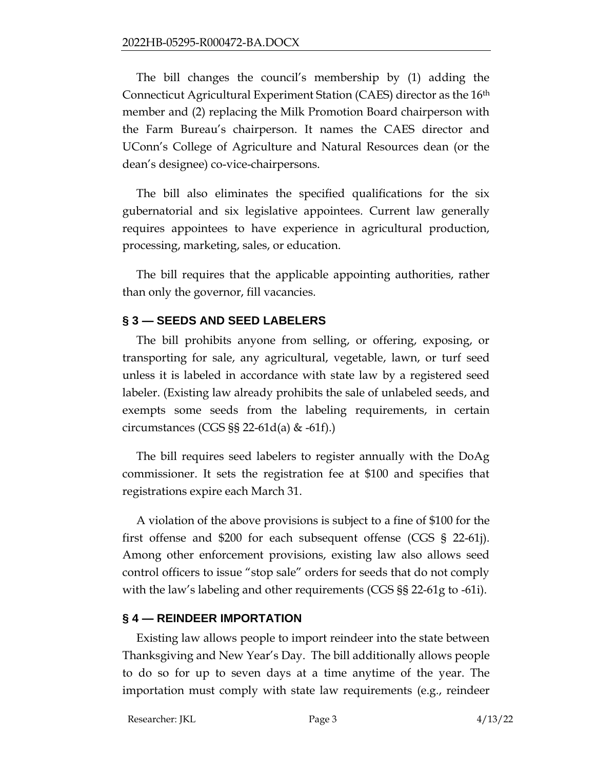The bill changes the council's membership by (1) adding the Connecticut Agricultural Experiment Station (CAES) director as the 16th member and (2) replacing the Milk Promotion Board chairperson with the Farm Bureau's chairperson. It names the CAES director and UConn's College of Agriculture and Natural Resources dean (or the dean's designee) co-vice-chairpersons.

The bill also eliminates the specified qualifications for the six gubernatorial and six legislative appointees. Current law generally requires appointees to have experience in agricultural production, processing, marketing, sales, or education.

The bill requires that the applicable appointing authorities, rather than only the governor, fill vacancies.

## § 3 — SEEDS AND SEED LABELERS

The bill prohibits anyone from selling, or offering, exposing, or transporting for sale, any agricultural, vegetable, lawn, or turf seed unless it is labeled in accordance with state law by a registered seed labeler. (Existing law already prohibits the sale of unlabeled seeds, and exempts some seeds from the labeling requirements, in certain circumstances (CGS §§ 22-61d(a) & -61f).)

The bill requires seed labelers to register annually with the DoAg commissioner. It sets the registration fee at $100 and specifies that registrations expire each March 31.

A violation of the above provisions is subject to a fine of $100 for the first offense and $200 for each subsequent offense (CGS § 22-61j). Among other enforcement provisions, existing law also allows seed control officers to issue "stop sale" orders for seeds that do not comply with the law's labeling and other requirements (CGS §§ 22-61g to -61i).

## § 4 — REINDEER IMPORTATION

Existing law allows people to import reindeer into the state between Thanksgiving and New Year's Day. The bill additionally allows people to do so for up to seven days at a time anytime of the year. The importation must comply with state law requirements (e.g., reindeer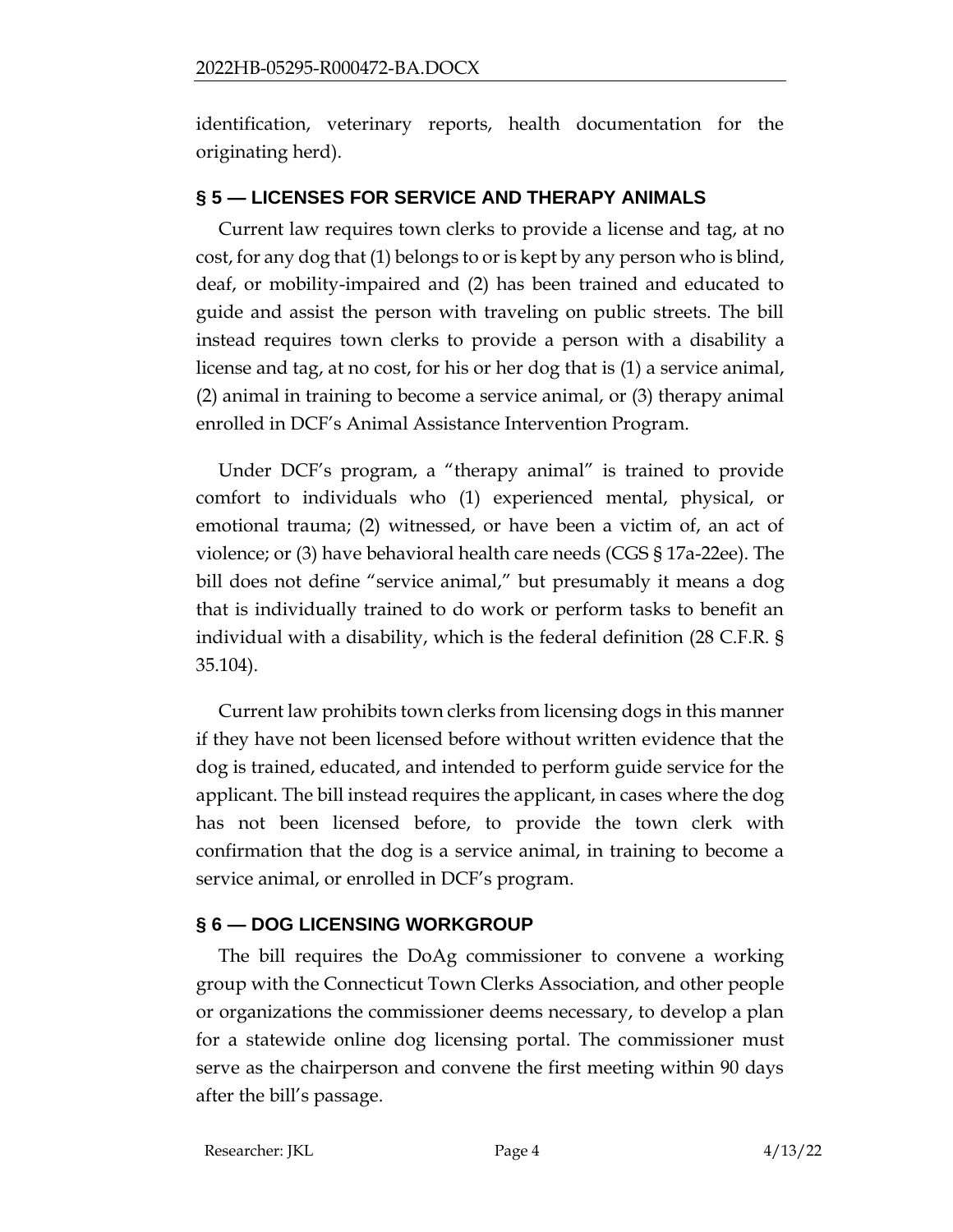identification, veterinary reports, health documentation for the originating herd).

## § 5 — LICENSES FOR SERVICE AND THERAPY ANIMALS

Current law requires town clerks to provide a license and tag, at no cost, for any dog that (1) belongs to or is kept by any person who is blind, deaf, or mobility-impaired and (2) has been trained and educated to guide and assist the person with traveling on public streets. The bill instead requires town clerks to provide a person with a disability a license and tag, at no cost, for his or her dog that is (1) a service animal, (2) animal in training to become a service animal, or (3) therapy animal enrolled in DCF's Animal Assistance Intervention Program.

Under DCF's program, a "therapy animal" is trained to provide comfort to individuals who (1) experienced mental, physical, or emotional trauma; (2) witnessed, or have been a victim of, an act of violence; or (3) have behavioral health care needs (CGS § 17a-22ee). The bill does not define "service animal," but presumably it means a dog that is individually trained to do work or perform tasks to benefit an individual with a disability, which is the federal definition (28 C.F.R. § 35.104).

Current law prohibits town clerks from licensing dogs in this manner if they have not been licensed before without written evidence that the dog is trained, educated, and intended to perform guide service for the applicant. The bill instead requires the applicant, in cases where the dog has not been licensed before, to provide the town clerk with confirmation that the dog is a service animal, in training to become a service animal, or enrolled in DCF's program.

## § 6 — DOG LICENSING WORKGROUP

The bill requires the DoAg commissioner to convene a working group with the Connecticut Town Clerks Association, and other people or organizations the commissioner deems necessary, to develop a plan for a statewide online dog licensing portal. The commissioner must serve as the chairperson and convene the first meeting within 90 days after the bill's passage.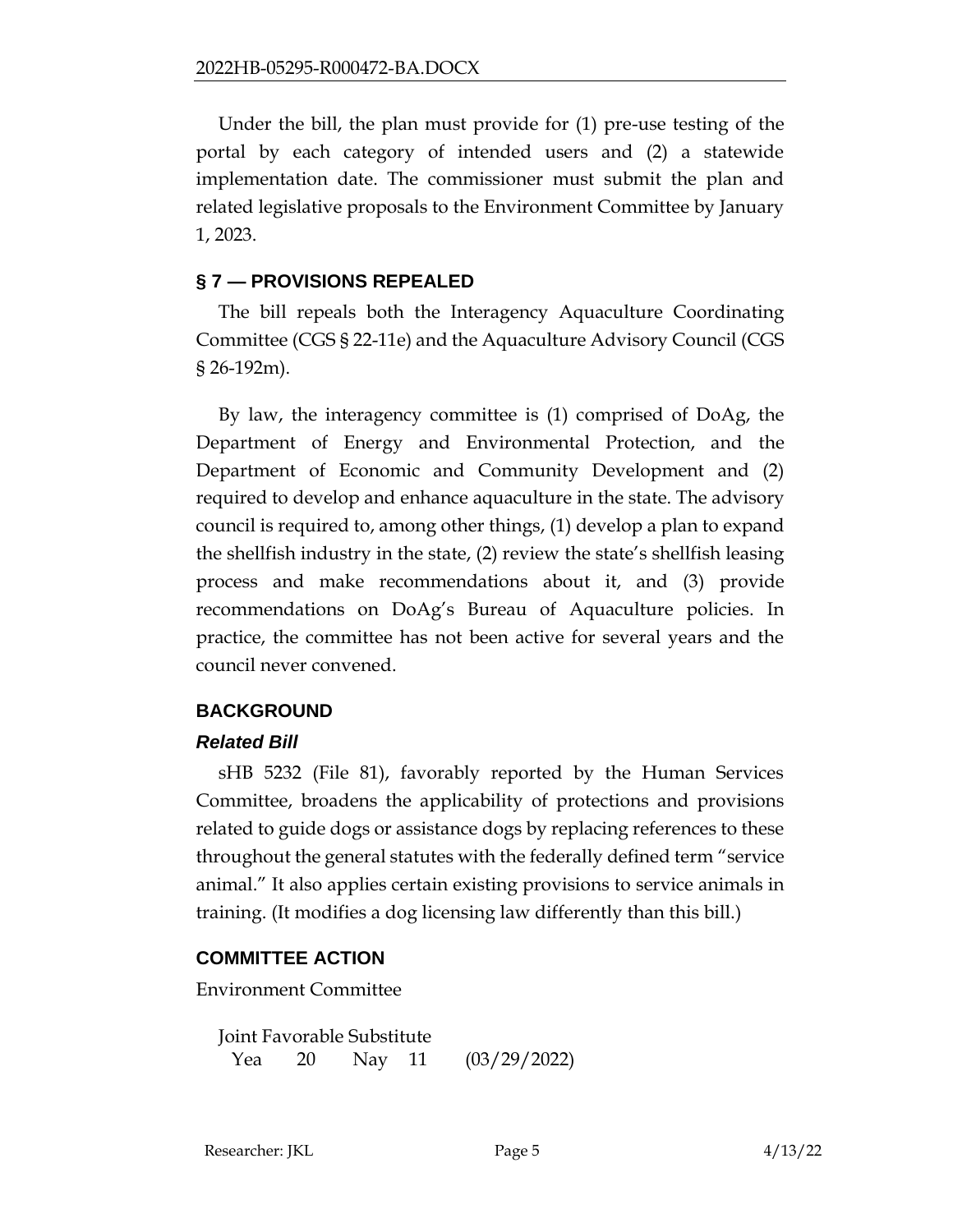Under the bill, the plan must provide for (1) pre-use testing of the portal by each category of intended users and (2) a statewide implementation date. The commissioner must submit the plan and related legislative proposals to the Environment Committee by January 1, 2023.

## § 7 — PROVISIONS REPEALED

The bill repeals both the Interagency Aquaculture Coordinating Committee (CGS § 22-11e) and the Aquaculture Advisory Council (CGS § 26-192m).

By law, the interagency committee is (1) comprised of DoAg, the Department of Energy and Environmental Protection, and the Department of Economic and Community Development and (2) required to develop and enhance aquaculture in the state. The advisory council is required to, among other things, (1) develop a plan to expand the shellfish industry in the state, (2) review the state's shellfish leasing process and make recommendations about it, and (3) provide recommendations on DoAg's Bureau of Aquaculture policies. In practice, the committee has not been active for several years and the council never convened.

## BACKGROUND

### *Related Bill*

sHB 5232 (File 81), favorably reported by the Human Services Committee, broadens the applicability of protections and provisions related to guide dogs or assistance dogs by replacing references to these throughout the general statutes with the federally defined term "service animal." It also applies certain existing provisions to service animals in training. (It modifies a dog licensing law differently than this bill.)

## COMMITTEE ACTION

Environment Committee

| | | | | |
|---|---|---|---|---|
| Joint Favorable Substitute | | | | |
| Yea | 20 | Nay | 11 | (03/29/2022) |